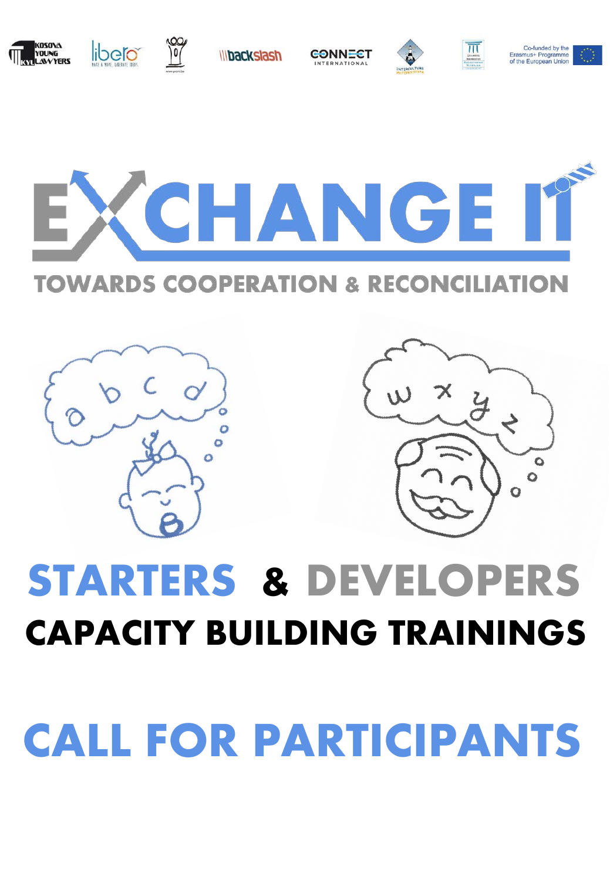Co-funded by the Erasmus+ Programme of the European Union

# EXCHANGE IT

## TOWARDS COOPERATION & RECONCILIATION

# STARTERS & DEVELOPERS

## CAPACITY BUILDING TRAININGS

# CALL FOR PARTICIPANTS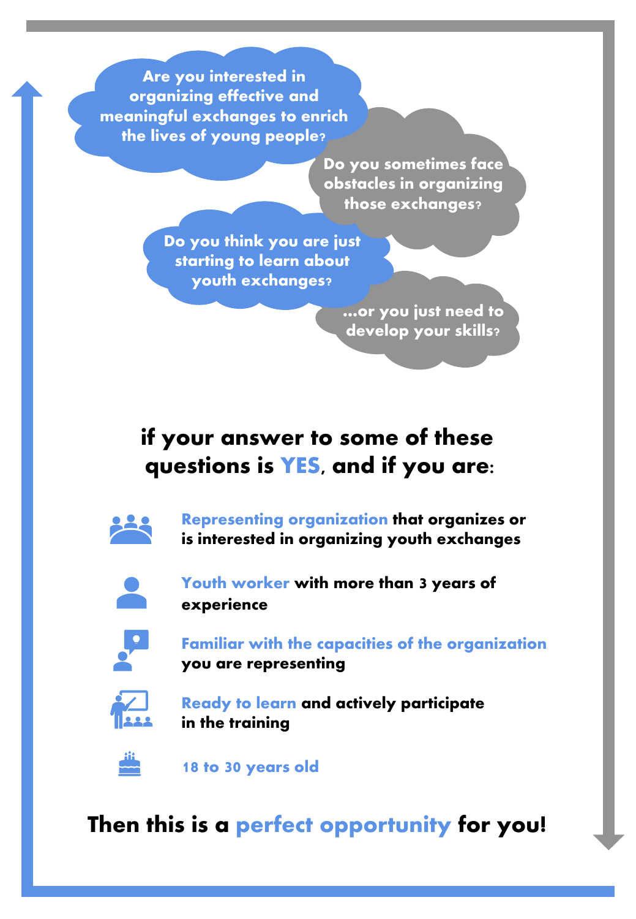Are you interested in organizing effective and meaningful exchanges to enrich the lives of young people?

Do you sometimes face obstacles in organizing those exchanges?

Do you think you are just starting to learn about youth exchanges?

...or you just need to develop your skills?

## if your answer to some of these questions is YES, and if you are:

- **Representing organization** that organizes or is interested in organizing youth exchanges
- **Youth worker** with more than 3 years of experience
- **Familiar with the capacities of the organization** you are representing
- **Ready to learn** and actively participate in the training
- **18 to 30 years old**

## Then this is a perfect opportunity for you!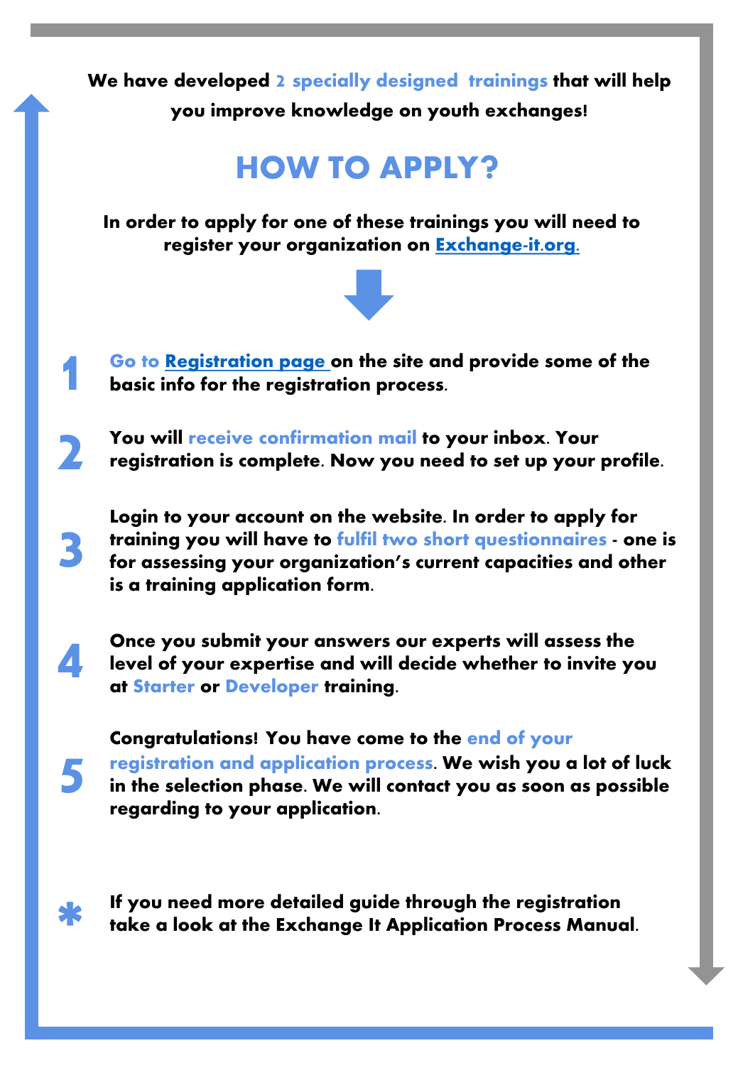**We have developed 2 specially designed trainings that will help you improve knowledge on youth exchanges!**

# HOW TO APPLY?

**In order to apply for one of these trainings you will need to register your organization on [Exchange-it.org.](Exchange-it.org)**

1. **Go to [Registration page](Registration page) on the site and provide some of the basic info for the registration process.**

2. **You will receive confirmation mail to your inbox. Your registration is complete. Now you need to set up your profile.**

3. **Login to your account on the website. In order to apply for training you will have to fulfil two short questionnaires - one is for assessing your organization's current capacities and other is a training application form.**

4. **Once you submit your answers our experts will assess the level of your expertise and will decide whether to invite you at Starter or Developer training.**

5. **Congratulations! You have come to the end of your registration and application process. We wish you a lot of luck in the selection phase. We will contact you as soon as possible regarding to your application.**

\* **If you need more detailed guide through the registration take a look at the Exchange It Application Process Manual.**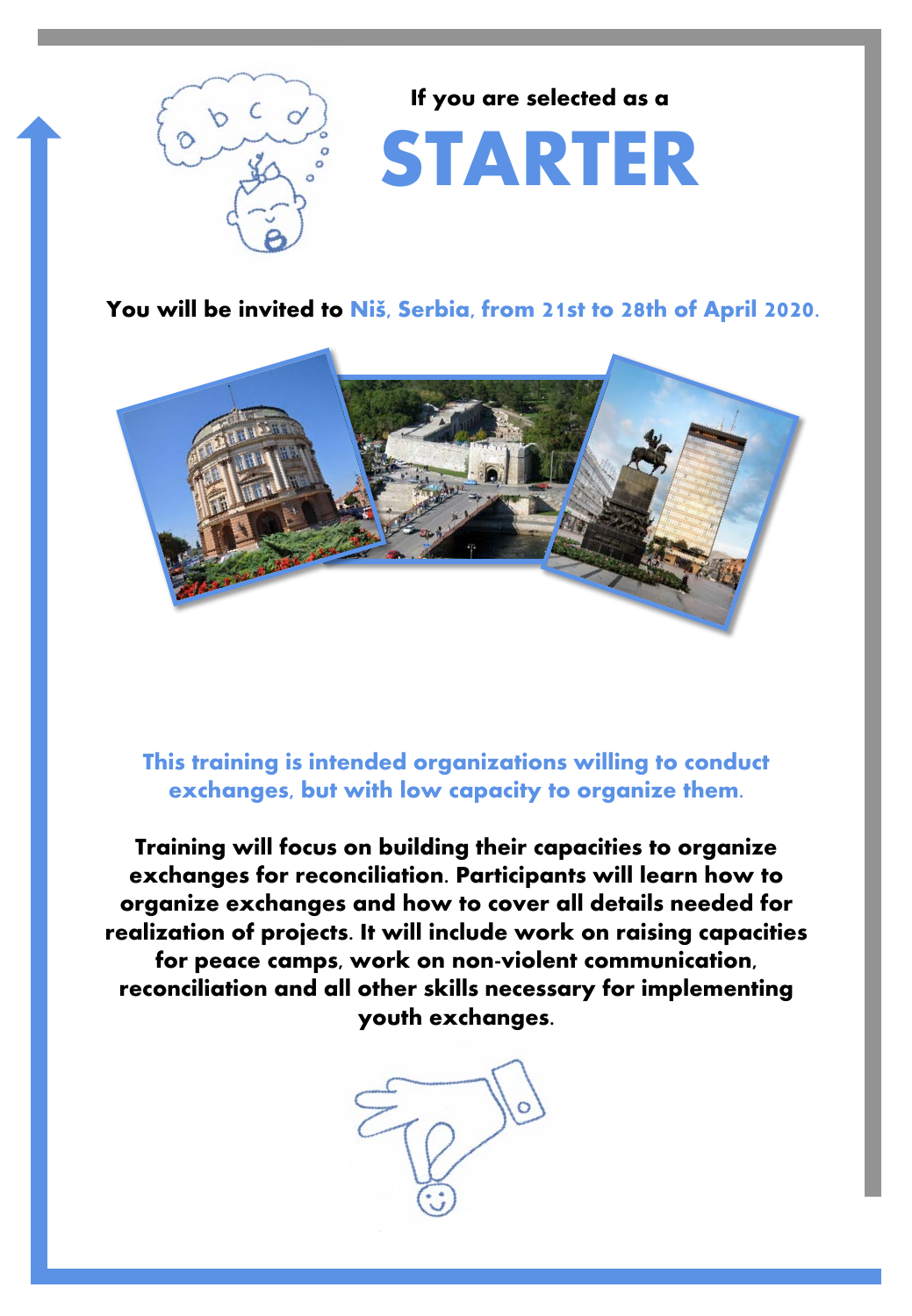If you are selected as a

# STARTER

**You will be invited to Niš, Serbia, from 21st to 28th of April 2020.**

**This training is intended organizations willing to conduct exchanges, but with low capacity to organize them.**

**Training will focus on building their capacities to organize exchanges for reconciliation. Participants will learn how to organize exchanges and how to cover all details needed for realization of projects. It will include work on raising capacities for peace camps, work on non-violent communication, reconciliation and all other skills necessary for implementing youth exchanges.**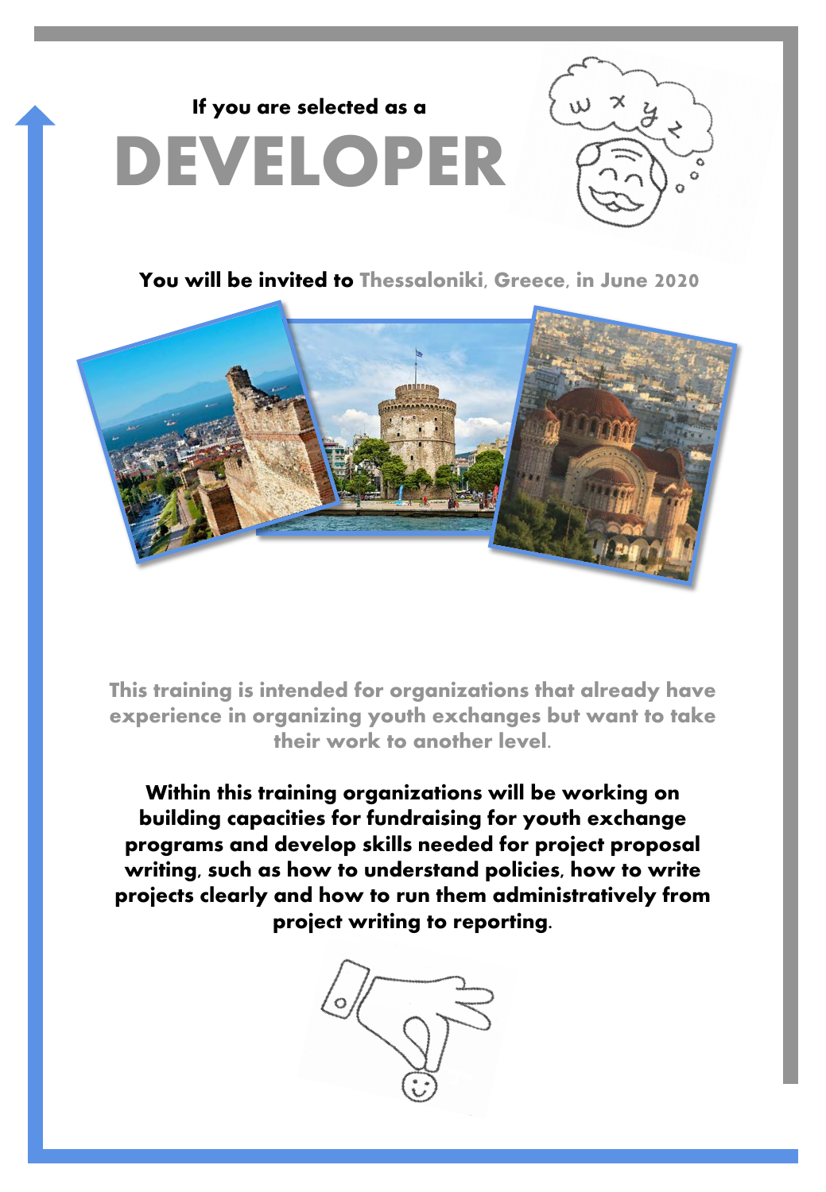**If you are selected as a**

# DEVELOPER

**You will be invited to Thessaloniki, Greece, in June 2020**

**This training is intended for organizations that already have experience in organizing youth exchanges but want to take their work to another level.**

**Within this training organizations will be working on building capacities for fundraising for youth exchange programs and develop skills needed for project proposal writing, such as how to understand policies, how to write projects clearly and how to run them administratively from project writing to reporting.**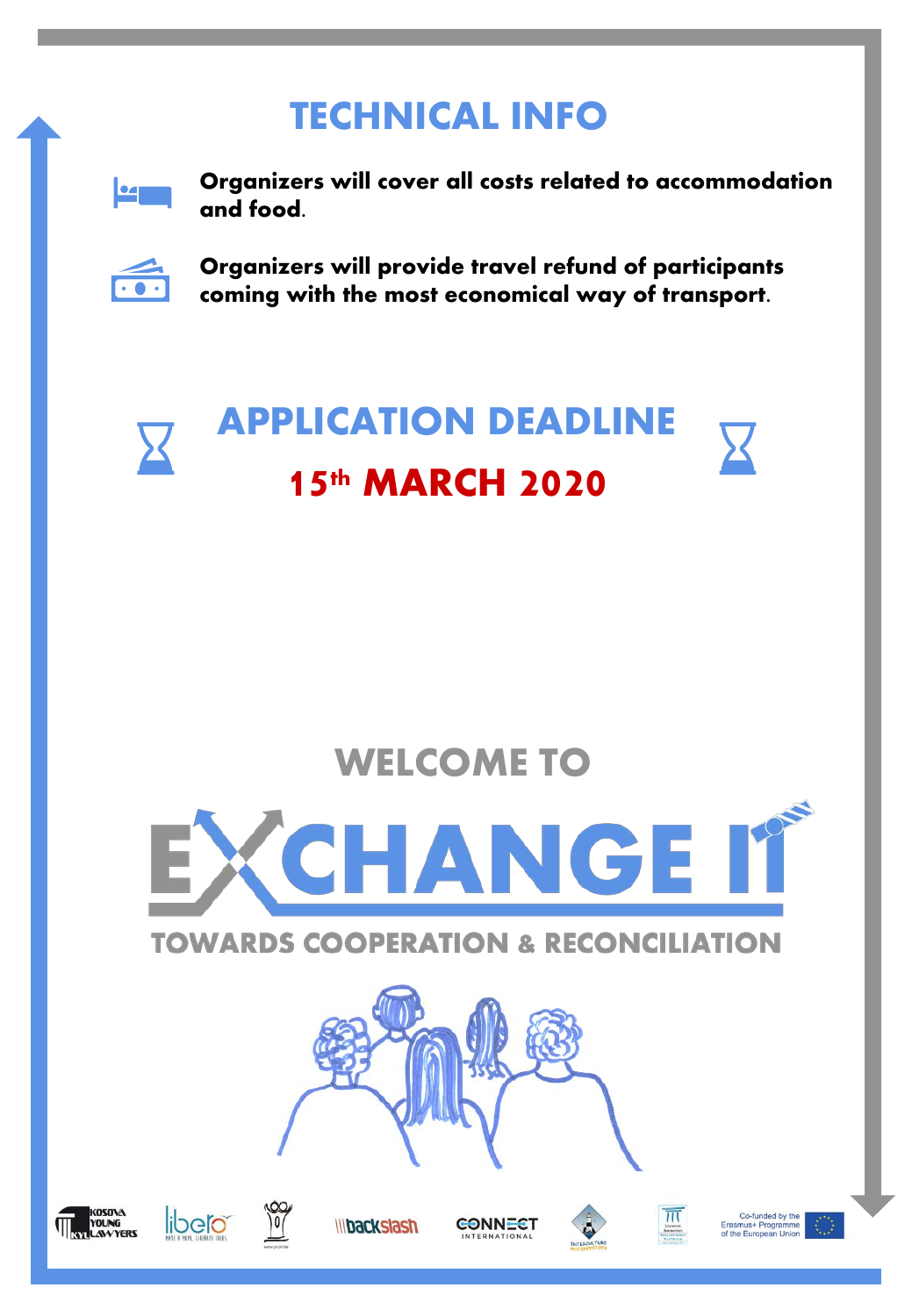# TECHNICAL INFO

**Organizers will cover all costs related to accommodation and food.**

**Organizers will provide travel refund of participants coming with the most economical way of transport.**

## APPLICATION DEADLINE

## 15th MARCH 2020

## WELCOME TO

# EXCHANGE IT

### TOWARDS COOPERATION & RECONCILIATION

Co-funded by the Erasmus+ Programme of the European Union